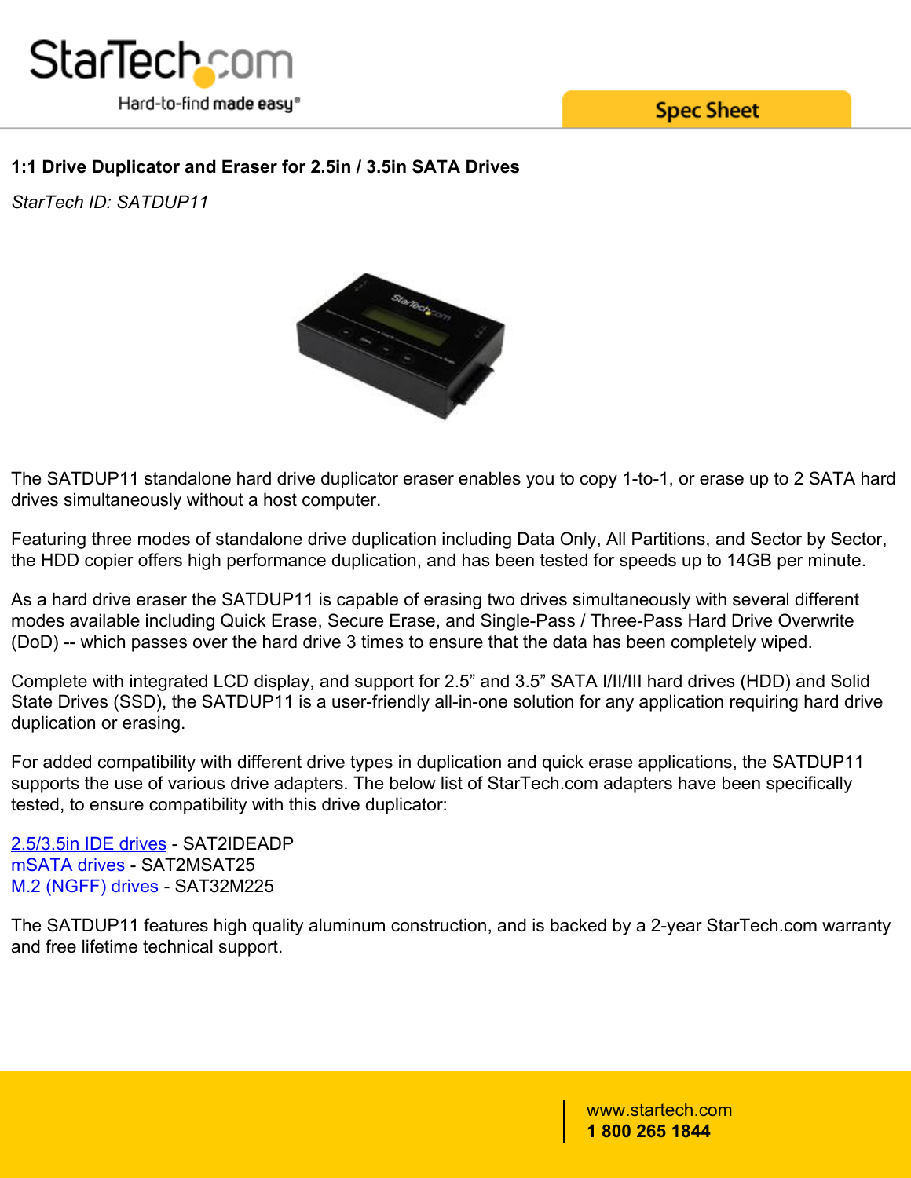StarTech.com

Hard-to-find made easy®

Spec Sheet

## 1:1 Drive Duplicator and Eraser for 2.5in / 3.5in SATA Drives

*StarTech ID: SATDUP11*

The SATDUP11 standalone hard drive duplicator eraser enables you to copy 1-to-1, or erase up to 2 SATA hard drives simultaneously without a host computer.

Featuring three modes of standalone drive duplication including Data Only, All Partitions, and Sector by Sector, the HDD copier offers high performance duplication, and has been tested for speeds up to 14GB per minute.

As a hard drive eraser the SATDUP11 is capable of erasing two drives simultaneously with several different modes available including Quick Erase, Secure Erase, and Single-Pass / Three-Pass Hard Drive Overwrite (DoD) -- which passes over the hard drive 3 times to ensure that the data has been completely wiped.

Complete with integrated LCD display, and support for 2.5” and 3.5” SATA I/II/III hard drives (HDD) and Solid State Drives (SSD), the SATDUP11 is a user-friendly all-in-one solution for any application requiring hard drive duplication or erasing.

For added compatibility with different drive types in duplication and quick erase applications, the SATDUP11 supports the use of various drive adapters. The below list of StarTech.com adapters have been specifically tested, to ensure compatibility with this drive duplicator:

2.5/3.5in IDE drives - SAT2IDEADP
mSATA drives - SAT2MSAT25
M.2 (NGFF) drives - SAT32M225

The SATDUP11 features high quality aluminum construction, and is backed by a 2-year StarTech.com warranty and free lifetime technical support.

www.startech.com
**1 800 265 1844**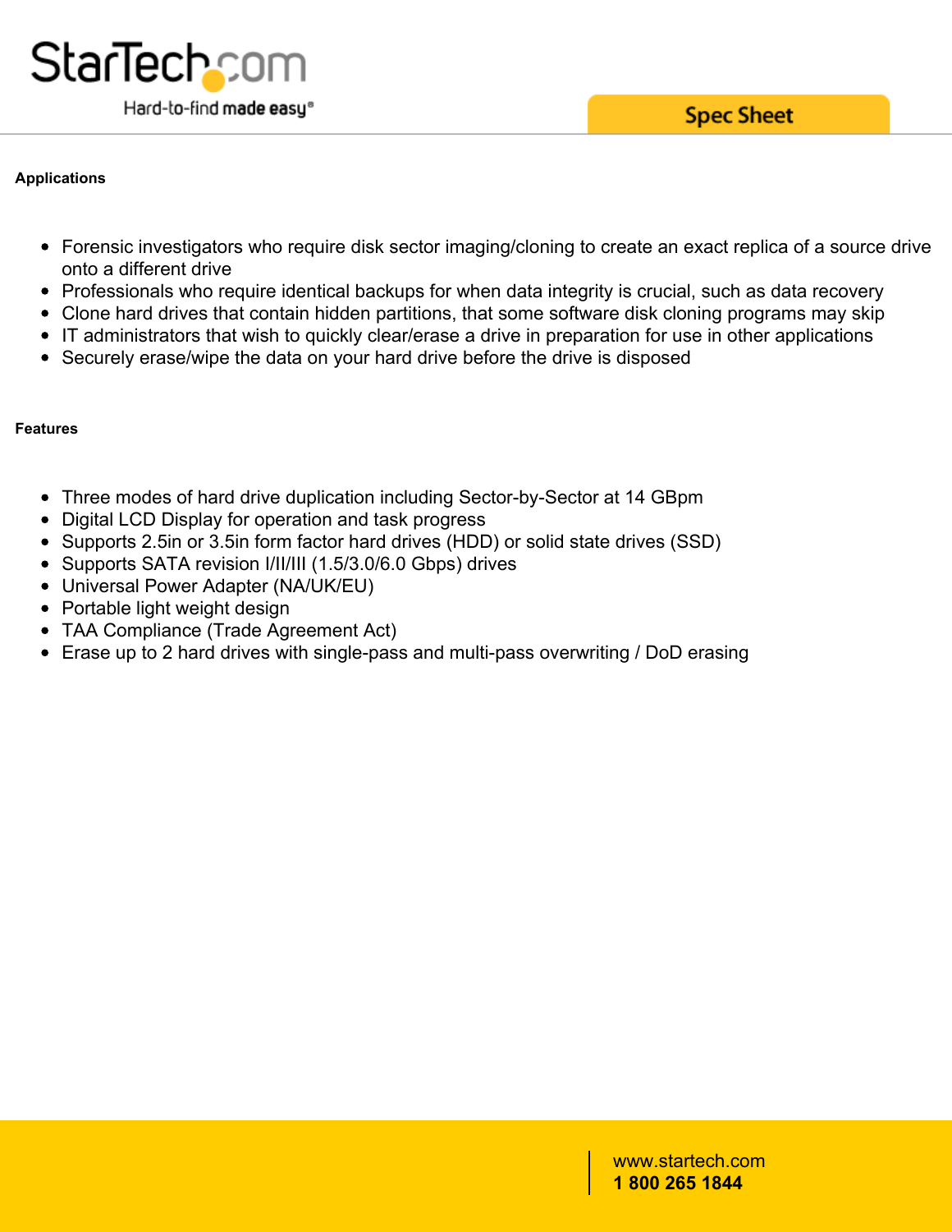## Applications

- Forensic investigators who require disk sector imaging/cloning to create an exact replica of a source drive onto a different drive
- Professionals who require identical backups for when data integrity is crucial, such as data recovery
- Clone hard drives that contain hidden partitions, that some software disk cloning programs may skip
- IT administrators that wish to quickly clear/erase a drive in preparation for use in other applications
- Securely erase/wipe the data on your hard drive before the drive is disposed

## Features

- Three modes of hard drive duplication including Sector-by-Sector at 14 GBpm
- Digital LCD Display for operation and task progress
- Supports 2.5in or 3.5in form factor hard drives (HDD) or solid state drives (SSD)
- Supports SATA revision I/II/III (1.5/3.0/6.0 Gbps) drives
- Universal Power Adapter (NA/UK/EU)
- Portable light weight design
- TAA Compliance (Trade Agreement Act)
- Erase up to 2 hard drives with single-pass and multi-pass overwriting / DoD erasing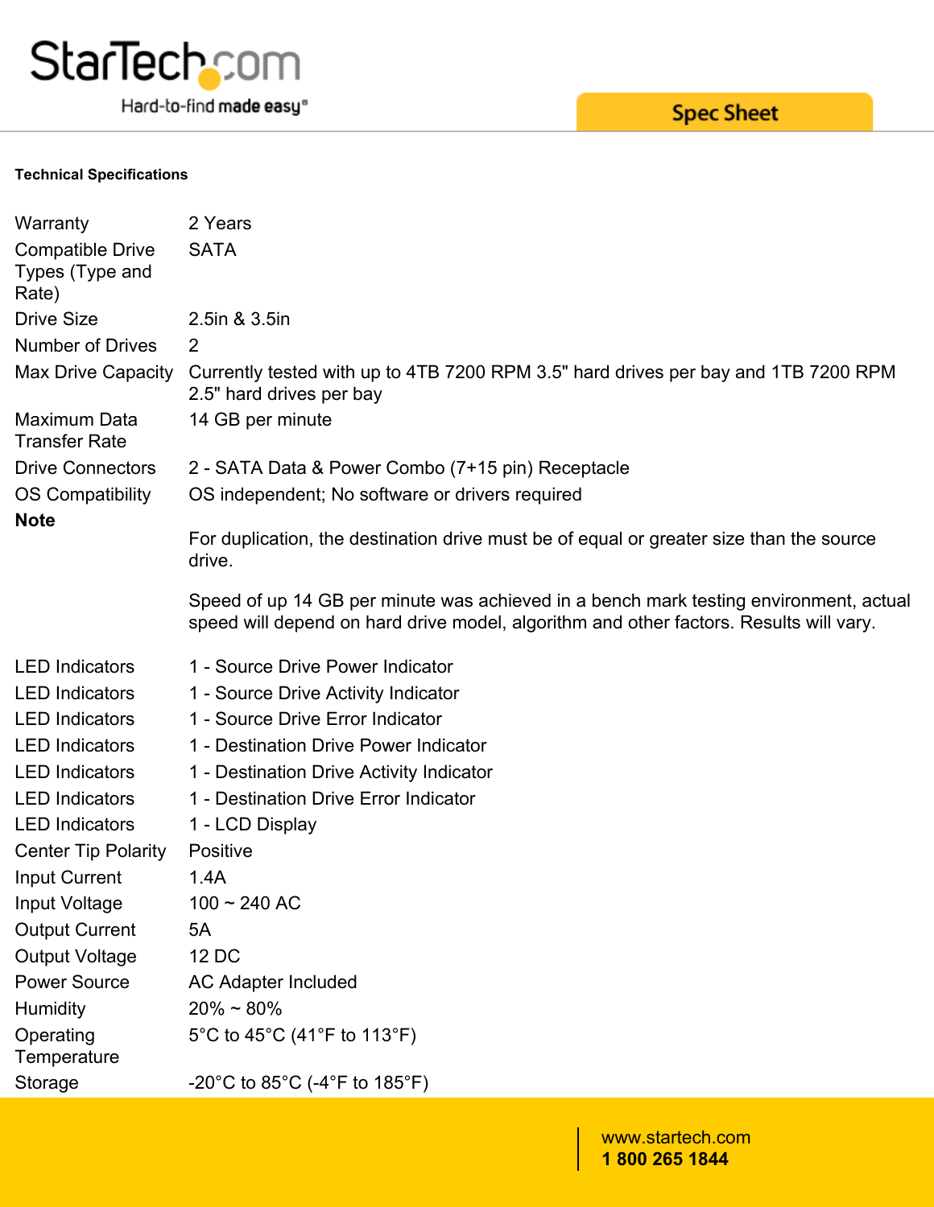**Technical Specifications**

| | |
|---|---|
| Warranty | 2 Years |
| Compatible Drive Types (Type and Rate) | SATA |
| Drive Size | 2.5in & 3.5in |
| Number of Drives | 2 |
| Max Drive Capacity | Currently tested with up to 4TB 7200 RPM 3.5" hard drives per bay and 1TB 7200 RPM 2.5" hard drives per bay |
| Maximum Data Transfer Rate | 14 GB per minute |
| Drive Connectors | 2 - SATA Data & Power Combo (7+15 pin) Receptacle |
| OS Compatibility | OS independent; No software or drivers required |
| **Note** | For duplication, the destination drive must be of equal or greater size than the source drive.<br><br>Speed of up 14 GB per minute was achieved in a bench mark testing environment, actual speed will depend on hard drive model, algorithm and other factors. Results will vary. |
| LED Indicators | 1 - Source Drive Power Indicator |
| LED Indicators | 1 - Source Drive Activity Indicator |
| LED Indicators | 1 - Source Drive Error Indicator |
| LED Indicators | 1 - Destination Drive Power Indicator |
| LED Indicators | 1 - Destination Drive Activity Indicator |
| LED Indicators | 1 - Destination Drive Error Indicator |
| LED Indicators | 1 - LCD Display |
| Center Tip Polarity | Positive |
| Input Current | 1.4A |
| Input Voltage | 100 ~ 240 AC |
| Output Current | 5A |
| Output Voltage | 12 DC |
| Power Source | AC Adapter Included |
| Humidity | 20% ~ 80% |
| Operating Temperature | 5°C to 45°C (41°F to 113°F) |
| Storage | -20°C to 85°C (-4°F to 185°F) |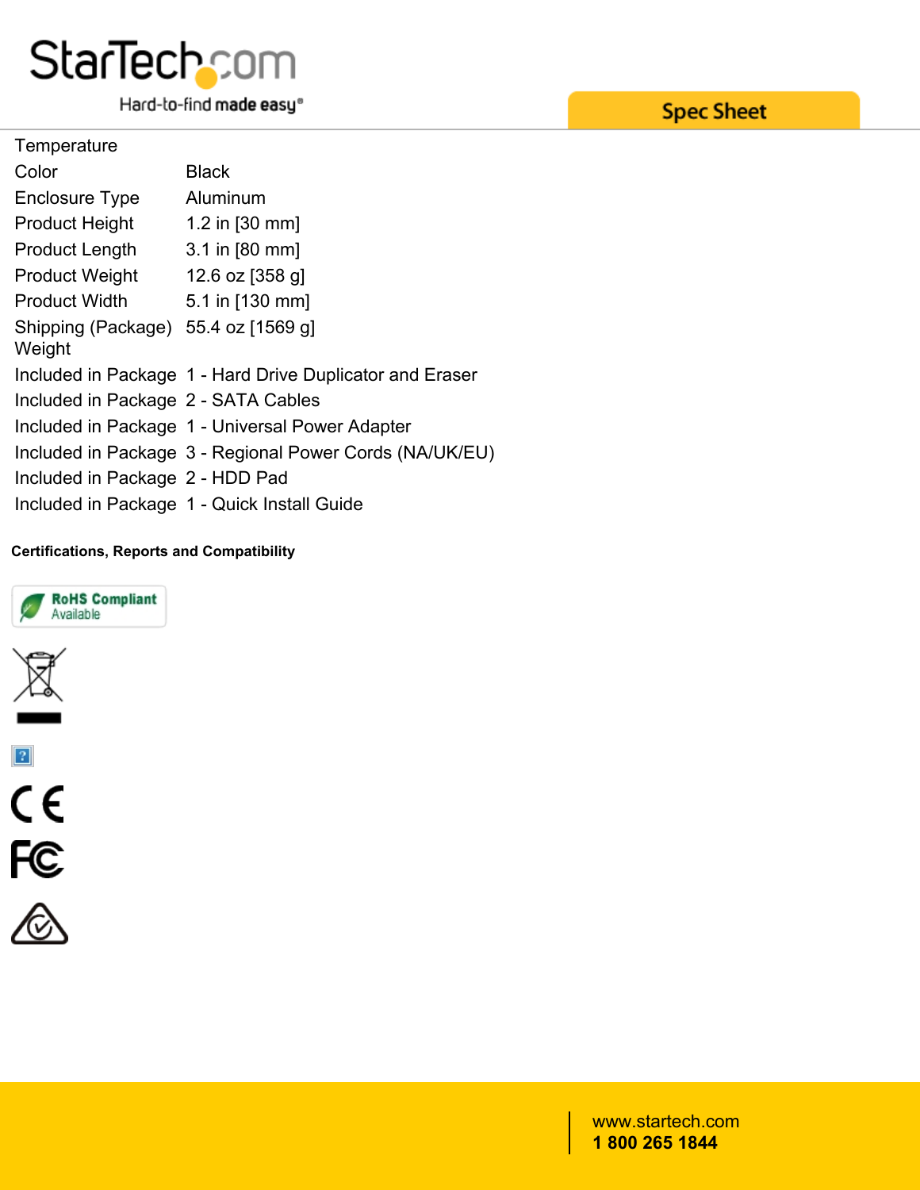| | |
|---|---|
| Temperature | |
| Color | Black |
| Enclosure Type | Aluminum |
| Product Height | 1.2 in [30 mm] |
| Product Length | 3.1 in [80 mm] |
| Product Weight | 12.6 oz [358 g] |
| Product Width | 5.1 in [130 mm] |
| Shipping (Package) Weight | 55.4 oz [1569 g] |
| Included in Package | 1 - Hard Drive Duplicator and Eraser |
| Included in Package | 2 - SATA Cables |
| Included in Package | 1 - Universal Power Adapter |
| Included in Package | 3 - Regional Power Cords (NA/UK/EU) |
| Included in Package | 2 - HDD Pad |
| Included in Package | 1 - Quick Install Guide |

**Certifications, Reports and Compatibility**

RoHS Compliant Available